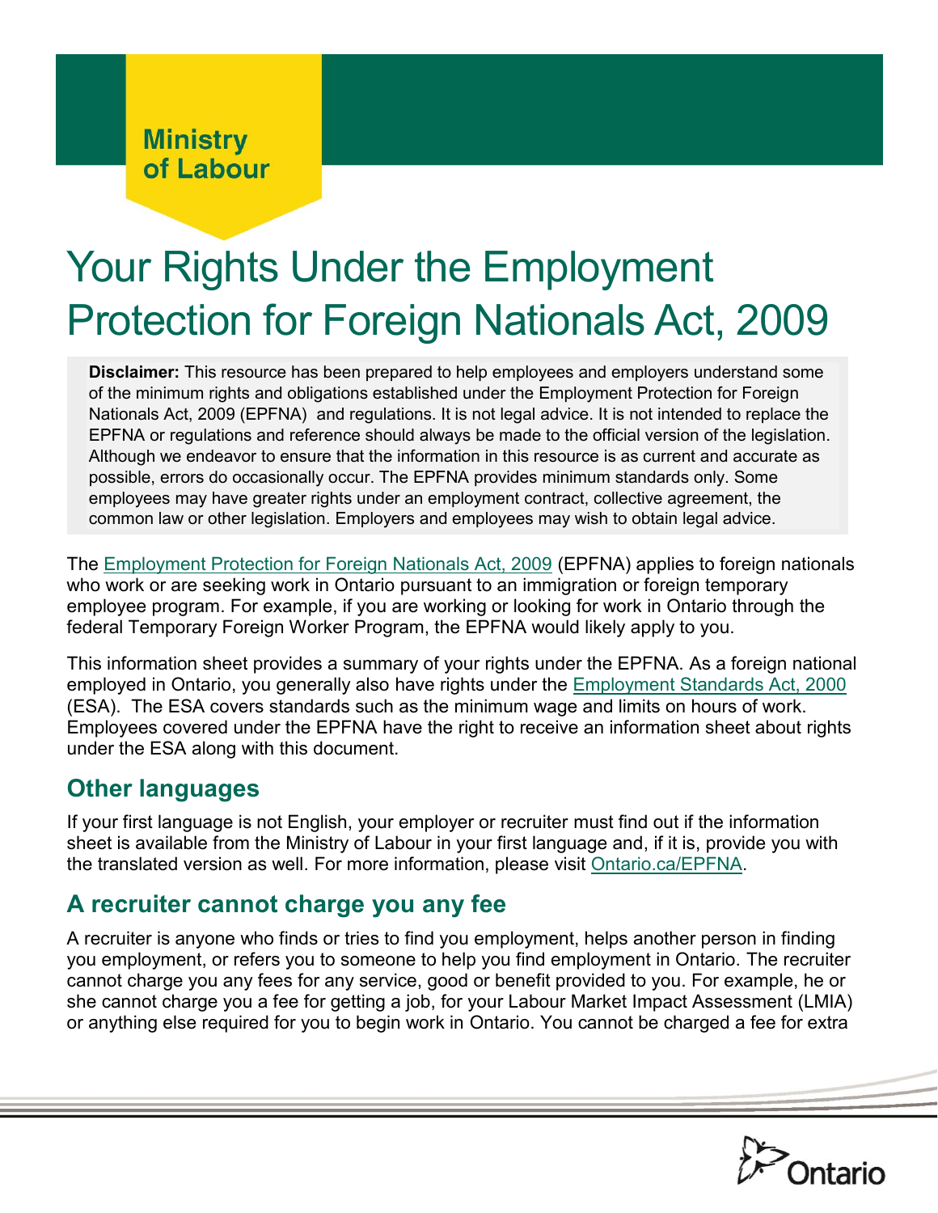Ministry of Labour

# Your Rights Under the Employment Protection for Foreign Nationals Act, 2009

**Disclaimer:** This resource has been prepared to help employees and employers understand some of the minimum rights and obligations established under the Employment Protection for Foreign Nationals Act, 2009 (EPFNA) and regulations. It is not legal advice. It is not intended to replace the EPFNA or regulations and reference should always be made to the official version of the legislation. Although we endeavor to ensure that the information in this resource is as current and accurate as possible, errors do occasionally occur. The EPFNA provides minimum standards only. Some employees may have greater rights under an employment contract, collective agreement, the common law or other legislation. Employers and employees may wish to obtain legal advice.

The Employment Protection for Foreign Nationals Act, 2009 (EPFNA) applies to foreign nationals who work or are seeking work in Ontario pursuant to an immigration or foreign temporary employee program. For example, if you are working or looking for work in Ontario through the federal Temporary Foreign Worker Program, the EPFNA would likely apply to you.

This information sheet provides a summary of your rights under the EPFNA. As a foreign national employed in Ontario, you generally also have rights under the Employment Standards Act, 2000 (ESA). The ESA covers standards such as the minimum wage and limits on hours of work. Employees covered under the EPFNA have the right to receive an information sheet about rights under the ESA along with this document.

## Other languages

If your first language is not English, your employer or recruiter must find out if the information sheet is available from the Ministry of Labour in your first language and, if it is, provide you with the translated version as well. For more information, please visit Ontario.ca/EPFNA.

## A recruiter cannot charge you any fee

A recruiter is anyone who finds or tries to find you employment, helps another person in finding you employment, or refers you to someone to help you find employment in Ontario. The recruiter cannot charge you any fees for any service, good or benefit provided to you. For example, he or she cannot charge you a fee for getting a job, for your Labour Market Impact Assessment (LMIA) or anything else required for you to begin work in Ontario. You cannot be charged a fee for extra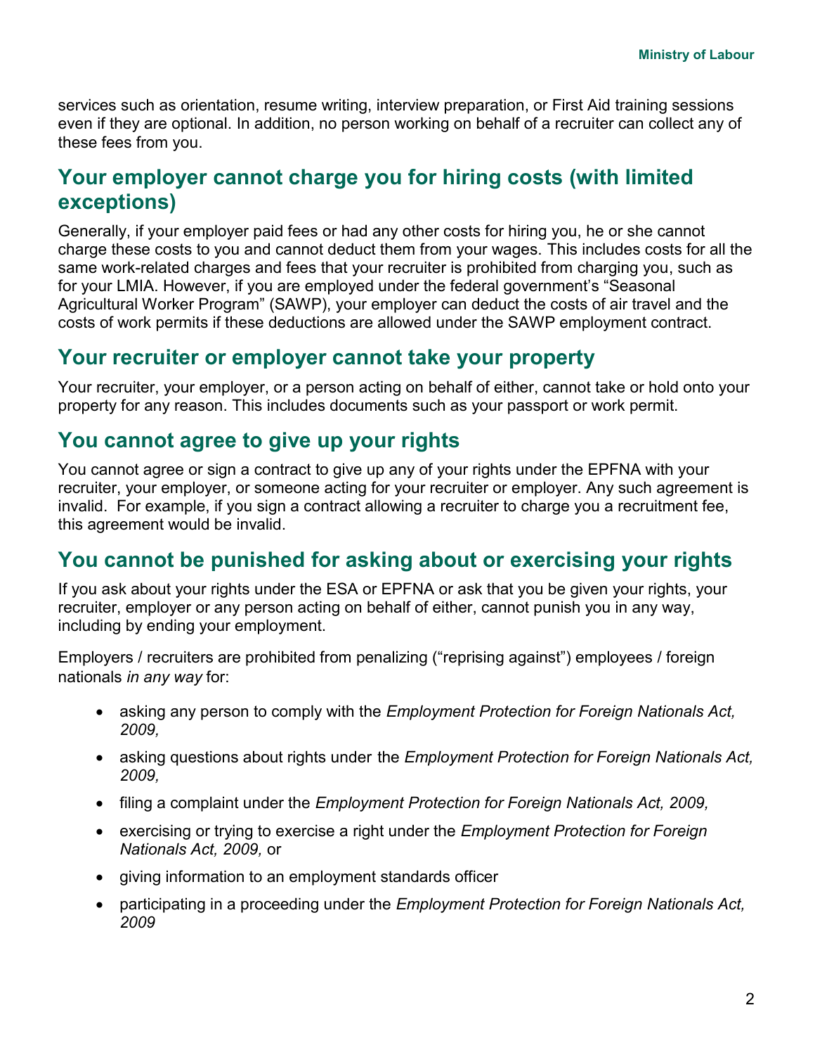services such as orientation, resume writing, interview preparation, or First Aid training sessions even if they are optional. In addition, no person working on behalf of a recruiter can collect any of these fees from you.

## Your employer cannot charge you for hiring costs (with limited exceptions)

Generally, if your employer paid fees or had any other costs for hiring you, he or she cannot charge these costs to you and cannot deduct them from your wages. This includes costs for all the same work-related charges and fees that your recruiter is prohibited from charging you, such as for your LMIA. However, if you are employed under the federal government's "Seasonal Agricultural Worker Program" (SAWP), your employer can deduct the costs of air travel and the costs of work permits if these deductions are allowed under the SAWP employment contract.

## Your recruiter or employer cannot take your property

Your recruiter, your employer, or a person acting on behalf of either, cannot take or hold onto your property for any reason. This includes documents such as your passport or work permit.

## You cannot agree to give up your rights

You cannot agree or sign a contract to give up any of your rights under the EPFNA with your recruiter, your employer, or someone acting for your recruiter or employer. Any such agreement is invalid. For example, if you sign a contract allowing a recruiter to charge you a recruitment fee, this agreement would be invalid.

## You cannot be punished for asking about or exercising your rights

If you ask about your rights under the ESA or EPFNA or ask that you be given your rights, your recruiter, employer or any person acting on behalf of either, cannot punish you in any way, including by ending your employment.

Employers / recruiters are prohibited from penalizing ("reprising against") employees / foreign nationals *in any way* for:

- asking any person to comply with the *Employment Protection for Foreign Nationals Act, 2009,*
- asking questions about rights under the *Employment Protection for Foreign Nationals Act, 2009,*
- filing a complaint under the *Employment Protection for Foreign Nationals Act, 2009,*
- exercising or trying to exercise a right under the *Employment Protection for Foreign Nationals Act, 2009,* or
- giving information to an employment standards officer
- participating in a proceeding under the *Employment Protection for Foreign Nationals Act, 2009*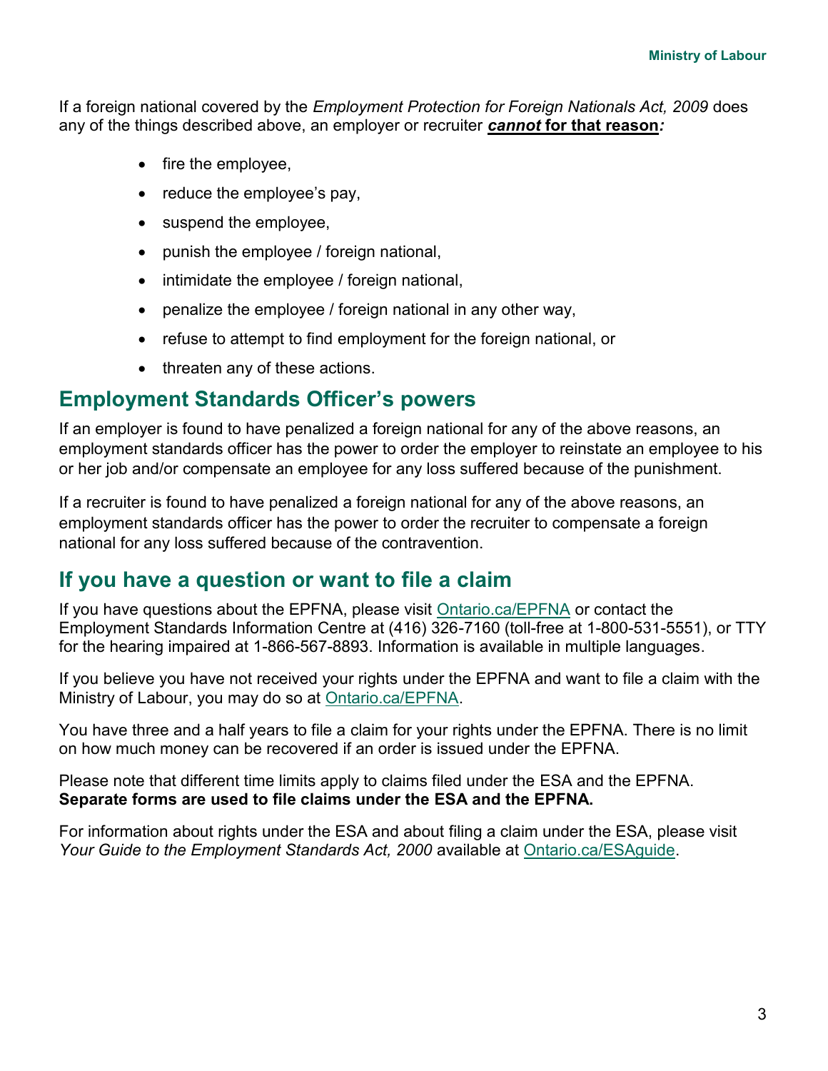If a foreign national covered by the *Employment Protection for Foreign Nationals Act, 2009* does any of the things described above, an employer or recruiter ***cannot*** **for that reason*:***

- fire the employee,
- reduce the employee's pay,
- suspend the employee,
- punish the employee / foreign national,
- intimidate the employee / foreign national,
- penalize the employee / foreign national in any other way,
- refuse to attempt to find employment for the foreign national, or
- threaten any of these actions.

## Employment Standards Officer's powers

If an employer is found to have penalized a foreign national for any of the above reasons, an employment standards officer has the power to order the employer to reinstate an employee to his or her job and/or compensate an employee for any loss suffered because of the punishment.

If a recruiter is found to have penalized a foreign national for any of the above reasons, an employment standards officer has the power to order the recruiter to compensate a foreign national for any loss suffered because of the contravention.

## If you have a question or want to file a claim

If you have questions about the EPFNA, please visit Ontario.ca/EPFNA or contact the Employment Standards Information Centre at (416) 326-7160 (toll-free at 1-800-531-5551), or TTY for the hearing impaired at 1-866-567-8893. Information is available in multiple languages.

If you believe you have not received your rights under the EPFNA and want to file a claim with the Ministry of Labour, you may do so at Ontario.ca/EPFNA.

You have three and a half years to file a claim for your rights under the EPFNA. There is no limit on how much money can be recovered if an order is issued under the EPFNA.

Please note that different time limits apply to claims filed under the ESA and the EPFNA. **Separate forms are used to file claims under the ESA and the EPFNA.**

For information about rights under the ESA and about filing a claim under the ESA, please visit *Your Guide to the Employment Standards Act, 2000* available at Ontario.ca/ESAguide.